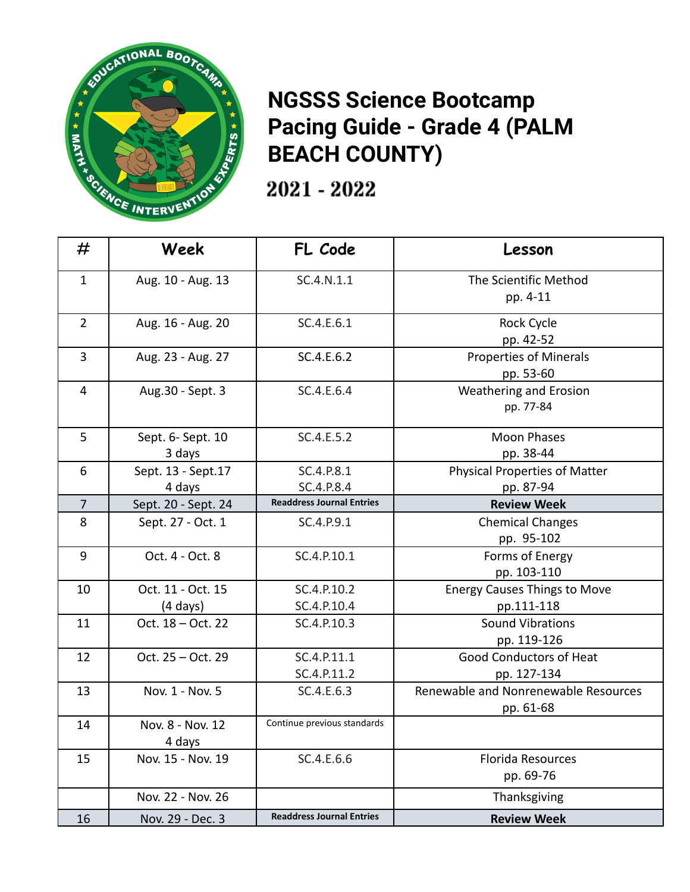# NGSSS Science Bootcamp Pacing Guide - Grade 4 (PALM BEACH COUNTY)

## 2021 - 2022

| # | Week | FL Code | Lesson |
|---|---|---|---|
| 1 | Aug. 10 - Aug. 13 | SC.4.N.1.1 | The Scientific Method<br>pp. 4-11 |
| 2 | Aug. 16 - Aug. 20 | SC.4.E.6.1 | Rock Cycle<br>pp. 42-52 |
| 3 | Aug. 23 - Aug. 27 | SC.4.E.6.2 | Properties of Minerals<br>pp. 53-60 |
| 4 | Aug.30 - Sept. 3 | SC.4.E.6.4 | Weathering and Erosion<br>pp. 77-84 |
| 5 | Sept. 6- Sept. 10<br>3 days | SC.4.E.5.2 | Moon Phases<br>pp. 38-44 |
| 6 | Sept. 13 - Sept.17<br>4 days | SC.4.P.8.1<br>SC.4.P.8.4 | Physical Properties of Matter<br>pp. 87-94 |
| 7 | Sept. 20 - Sept. 24 | **Readdress Journal Entries** | **Review Week** |
| 8 | Sept. 27 - Oct. 1 | SC.4.P.9.1 | Chemical Changes<br>pp. 95-102 |
| 9 | Oct. 4 - Oct. 8 | SC.4.P.10.1 | Forms of Energy<br>pp. 103-110 |
| 10 | Oct. 11 - Oct. 15<br>(4 days) | SC.4.P.10.2<br>SC.4.P.10.4 | Energy Causes Things to Move<br>pp.111-118 |
| 11 | Oct. 18 – Oct. 22 | SC.4.P.10.3 | Sound Vibrations<br>pp. 119-126 |
| 12 | Oct. 25 – Oct. 29 | SC.4.P.11.1<br>SC.4.P.11.2 | Good Conductors of Heat<br>pp. 127-134 |
| 13 | Nov. 1 - Nov. 5 | SC.4.E.6.3 | Renewable and Nonrenewable Resources<br>pp. 61-68 |
| 14 | Nov. 8 - Nov. 12<br>4 days | Continue previous standards | |
| 15 | Nov. 15 - Nov. 19 | SC.4.E.6.6 | Florida Resources<br>pp. 69-76 |
| | Nov. 22 - Nov. 26 | | Thanksgiving |
| 16 | Nov. 29 - Dec. 3 | **Readdress Journal Entries** | **Review Week** |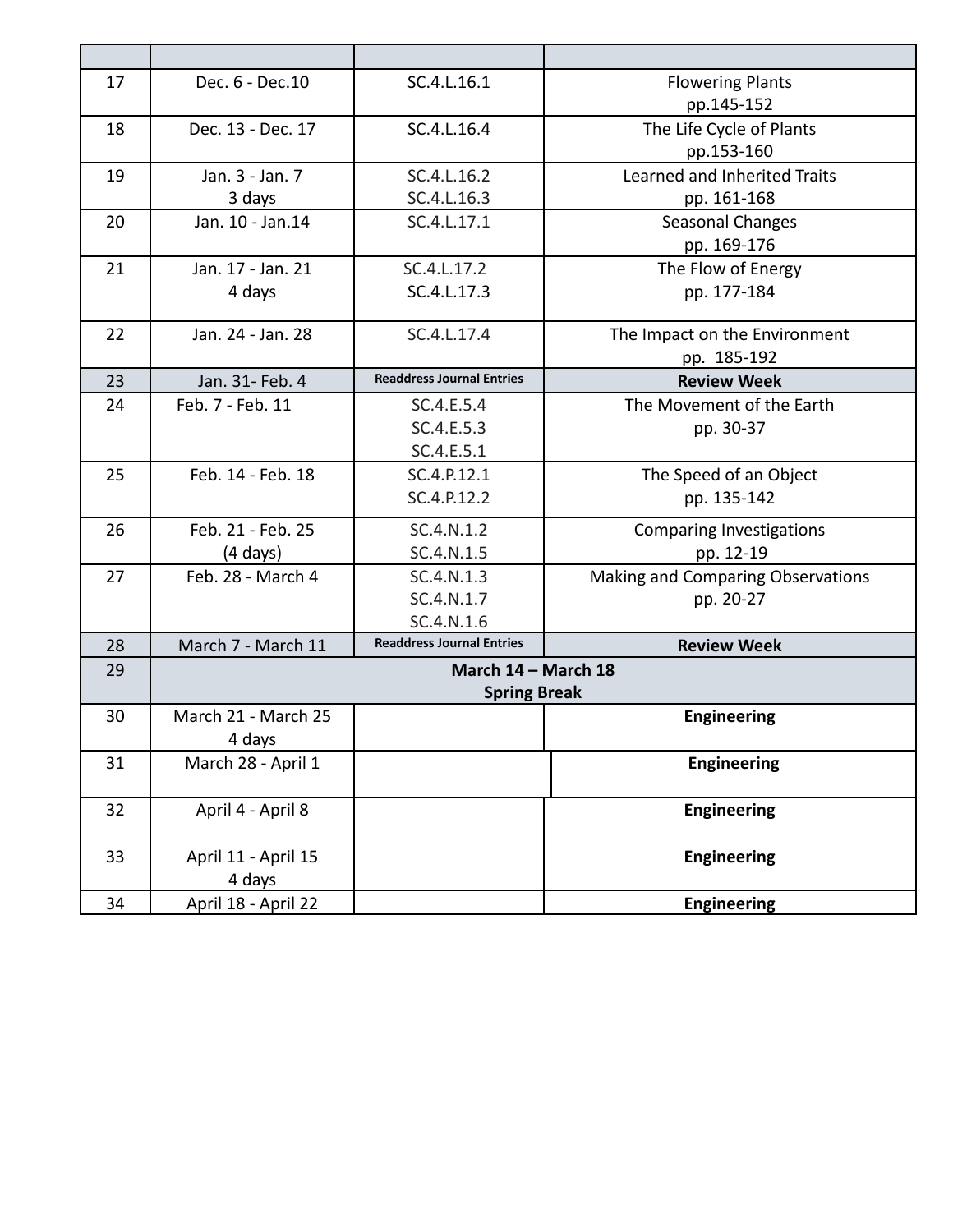| | | | |
|---|---|---|---|
| 17 | Dec. 6 - Dec.10 | SC.4.L.16.1 | Flowering Plants<br>pp.145-152 |
| 18 | Dec. 13 - Dec. 17 | SC.4.L.16.4 | The Life Cycle of Plants<br>pp.153-160 |
| 19 | Jan. 3 - Jan. 7<br>3 days | SC.4.L.16.2<br>SC.4.L.16.3 | Learned and Inherited Traits<br>pp. 161-168 |
| 20 | Jan. 10 - Jan.14 | SC.4.L.17.1 | Seasonal Changes<br>pp. 169-176 |
| 21 | Jan. 17 - Jan. 21<br>4 days | SC.4.L.17.2<br>SC.4.L.17.3 | The Flow of Energy<br>pp. 177-184 |
| 22 | Jan. 24 - Jan. 28 | SC.4.L.17.4 | The Impact on the Environment<br>pp. 185-192 |
| 23 | Jan. 31- Feb. 4 | **Readdress Journal Entries** | **Review Week** |
| 24 | Feb. 7 - Feb. 11 | SC.4.E.5.4<br>SC.4.E.5.3<br>SC.4.E.5.1 | The Movement of the Earth<br>pp. 30-37 |
| 25 | Feb. 14 - Feb. 18 | SC.4.P.12.1<br>SC.4.P.12.2 | The Speed of an Object<br>pp. 135-142 |
| 26 | Feb. 21 - Feb. 25<br>(4 days) | SC.4.N.1.2<br>SC.4.N.1.5 | Comparing Investigations<br>pp. 12-19 |
| 27 | Feb. 28 - March 4 | SC.4.N.1.3<br>SC.4.N.1.7<br>SC.4.N.1.6 | Making and Comparing Observations<br>pp. 20-27 |
| 28 | March 7 - March 11 | **Readdress Journal Entries** | **Review Week** |
| 29 | **March 14 – March 18**<br>**Spring Break** | | |
| 30 | March 21 - March 25<br>4 days | | **Engineering** |
| 31 | March 28 - April 1 | | **Engineering** |
| 32 | April 4 - April 8 | | **Engineering** |
| 33 | April 11 - April 15<br>4 days | | **Engineering** |
| 34 | April 18 - April 22 | | **Engineering** |